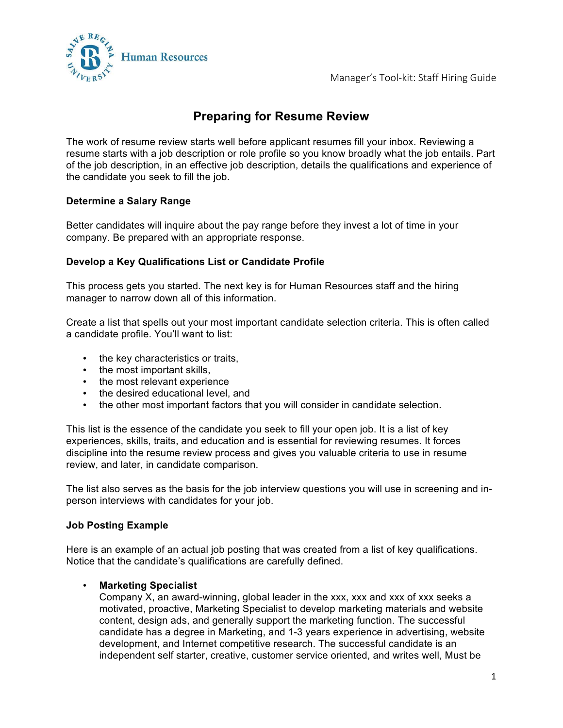# Preparing for Resume Review

The work of resume review starts well before applicant resumes fill your inbox. Reviewing a resume starts with a job description or role profile so you know broadly what the job entails. Part of the job description, in an effective job description, details the qualifications and experience of the candidate you seek to fill the job.

### Determine a Salary Range

Better candidates will inquire about the pay range before they invest a lot of time in your company. Be prepared with an appropriate response.

### Develop a Key Qualifications List or Candidate Profile

This process gets you started. The next key is for Human Resources staff and the hiring manager to narrow down all of this information.

Create a list that spells out your most important candidate selection criteria. This is often called a candidate profile. You'll want to list:

- the key characteristics or traits,
- the most important skills,
- the most relevant experience
- the desired educational level, and
- the other most important factors that you will consider in candidate selection.

This list is the essence of the candidate you seek to fill your open job. It is a list of key experiences, skills, traits, and education and is essential for reviewing resumes. It forces discipline into the resume review process and gives you valuable criteria to use in resume review, and later, in candidate comparison.

The list also serves as the basis for the job interview questions you will use in screening and in-person interviews with candidates for your job.

### Job Posting Example

Here is an example of an actual job posting that was created from a list of key qualifications. Notice that the candidate's qualifications are carefully defined.

- **Marketing Specialist**
  Company X, an award-winning, global leader in the xxx, xxx and xxx of xxx seeks a motivated, proactive, Marketing Specialist to develop marketing materials and website content, design ads, and generally support the marketing function. The successful candidate has a degree in Marketing, and 1-3 years experience in advertising, website development, and Internet competitive research. The successful candidate is an independent self starter, creative, customer service oriented, and writes well, Must be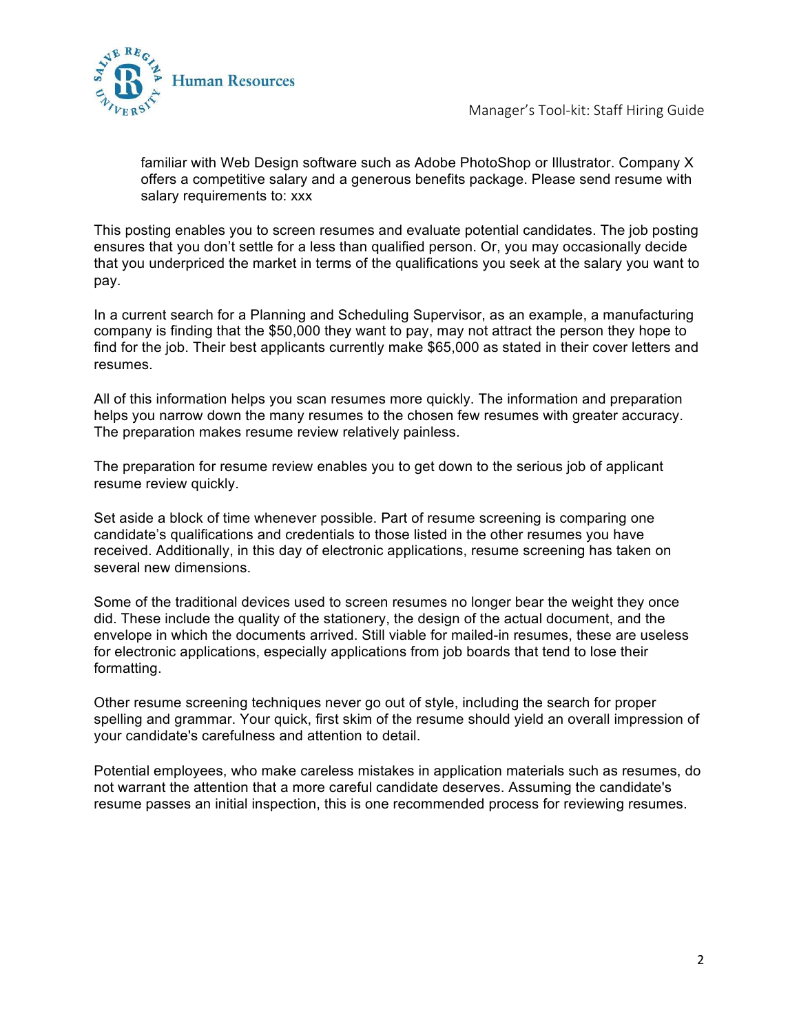familiar with Web Design software such as Adobe PhotoShop or Illustrator. Company X offers a competitive salary and a generous benefits package. Please send resume with salary requirements to: xxx

This posting enables you to screen resumes and evaluate potential candidates. The job posting ensures that you don't settle for a less than qualified person. Or, you may occasionally decide that you underpriced the market in terms of the qualifications you seek at the salary you want to pay.

In a current search for a Planning and Scheduling Supervisor, as an example, a manufacturing company is finding that the $50,000 they want to pay, may not attract the person they hope to find for the job. Their best applicants currently make $65,000 as stated in their cover letters and resumes.

All of this information helps you scan resumes more quickly. The information and preparation helps you narrow down the many resumes to the chosen few resumes with greater accuracy. The preparation makes resume review relatively painless.

The preparation for resume review enables you to get down to the serious job of applicant resume review quickly.

Set aside a block of time whenever possible. Part of resume screening is comparing one candidate's qualifications and credentials to those listed in the other resumes you have received. Additionally, in this day of electronic applications, resume screening has taken on several new dimensions.

Some of the traditional devices used to screen resumes no longer bear the weight they once did. These include the quality of the stationery, the design of the actual document, and the envelope in which the documents arrived. Still viable for mailed-in resumes, these are useless for electronic applications, especially applications from job boards that tend to lose their formatting.

Other resume screening techniques never go out of style, including the search for proper spelling and grammar. Your quick, first skim of the resume should yield an overall impression of your candidate's carefulness and attention to detail.

Potential employees, who make careless mistakes in application materials such as resumes, do not warrant the attention that a more careful candidate deserves. Assuming the candidate's resume passes an initial inspection, this is one recommended process for reviewing resumes.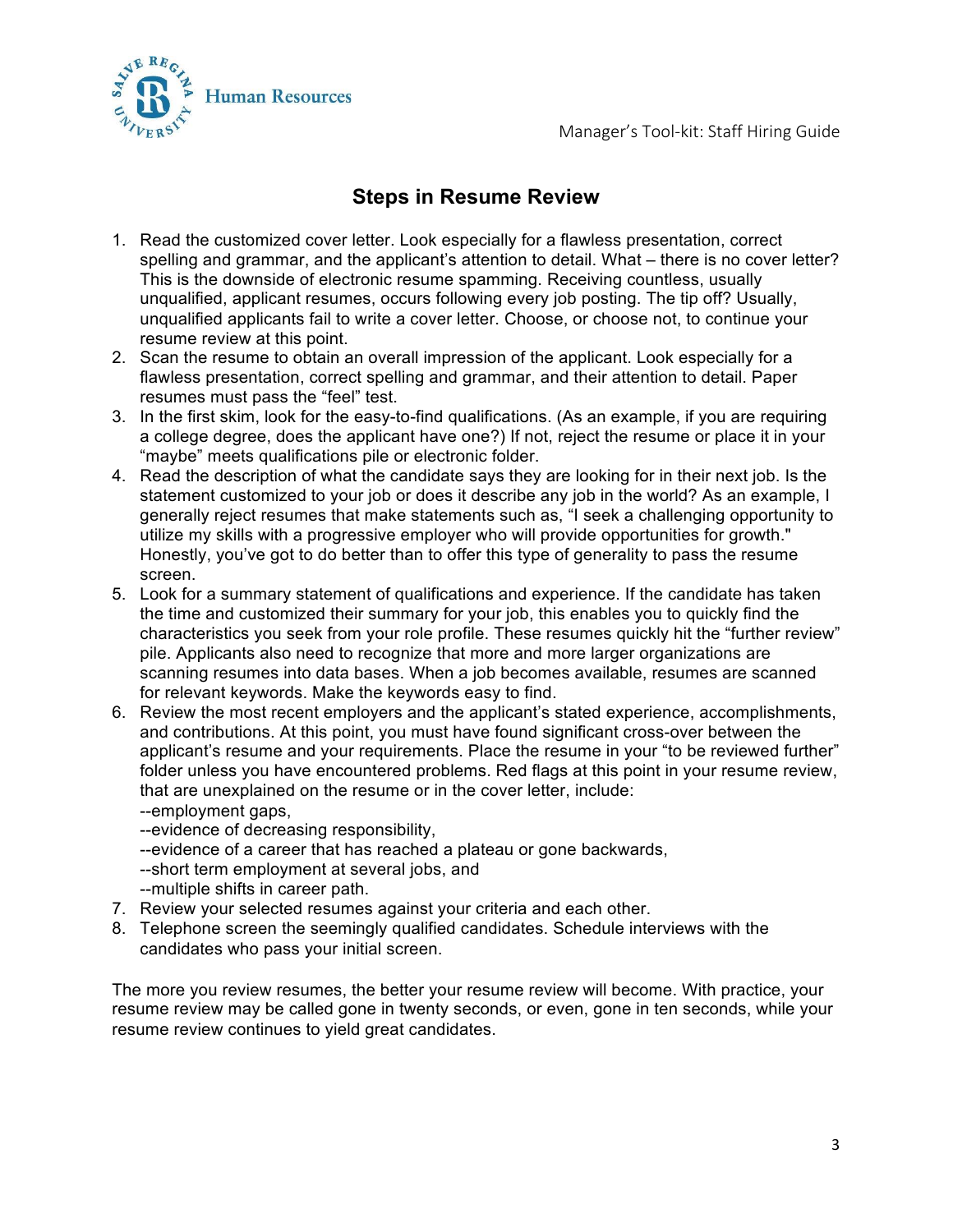## Steps in Resume Review

1. Read the customized cover letter. Look especially for a flawless presentation, correct spelling and grammar, and the applicant's attention to detail. What – there is no cover letter? This is the downside of electronic resume spamming. Receiving countless, usually unqualified, applicant resumes, occurs following every job posting. The tip off? Usually, unqualified applicants fail to write a cover letter. Choose, or choose not, to continue your resume review at this point.
2. Scan the resume to obtain an overall impression of the applicant. Look especially for a flawless presentation, correct spelling and grammar, and their attention to detail. Paper resumes must pass the "feel" test.
3. In the first skim, look for the easy-to-find qualifications. (As an example, if you are requiring a college degree, does the applicant have one?) If not, reject the resume or place it in your "maybe" meets qualifications pile or electronic folder.
4. Read the description of what the candidate says they are looking for in their next job. Is the statement customized to your job or does it describe any job in the world? As an example, I generally reject resumes that make statements such as, "I seek a challenging opportunity to utilize my skills with a progressive employer who will provide opportunities for growth." Honestly, you've got to do better than to offer this type of generality to pass the resume screen.
5. Look for a summary statement of qualifications and experience. If the candidate has taken the time and customized their summary for your job, this enables you to quickly find the characteristics you seek from your role profile. These resumes quickly hit the "further review" pile. Applicants also need to recognize that more and more larger organizations are scanning resumes into data bases. When a job becomes available, resumes are scanned for relevant keywords. Make the keywords easy to find.
6. Review the most recent employers and the applicant's stated experience, accomplishments, and contributions. At this point, you must have found significant cross-over between the applicant's resume and your requirements. Place the resume in your "to be reviewed further" folder unless you have encountered problems. Red flags at this point in your resume review, that are unexplained on the resume or in the cover letter, include:
   --employment gaps,
   --evidence of decreasing responsibility,
   --evidence of a career that has reached a plateau or gone backwards,
   --short term employment at several jobs, and
   --multiple shifts in career path.
7. Review your selected resumes against your criteria and each other.
8. Telephone screen the seemingly qualified candidates. Schedule interviews with the candidates who pass your initial screen.

The more you review resumes, the better your resume review will become. With practice, your resume review may be called gone in twenty seconds, or even, gone in ten seconds, while your resume review continues to yield great candidates.